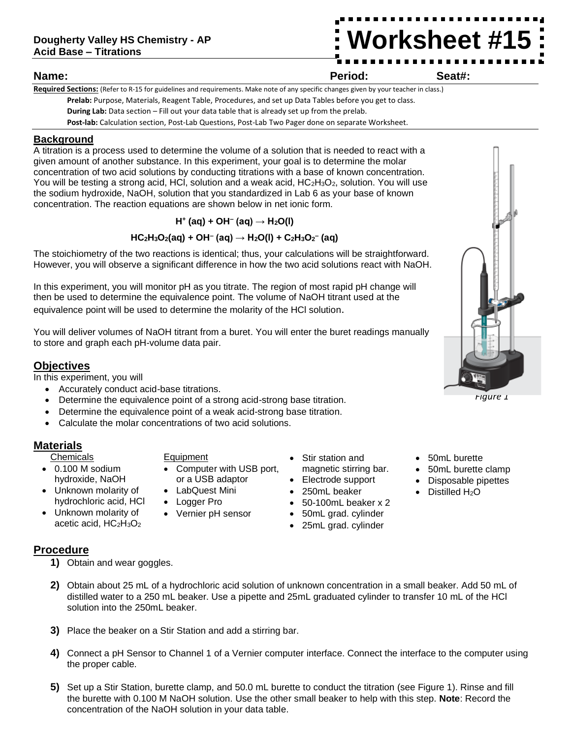**Dougherty Valley HS Chemistry - AP**
**Acid Base – Titrations**

# Worksheet #15

**Name:** **Period:** **Seat#:**

**Required Sections:** (Refer to R-15 for guidelines and requirements. Make note of any specific changes given by your teacher in class.)

**Prelab:** Purpose, Materials, Reagent Table, Procedures, and set up Data Tables before you get to class.

**During Lab:** Data section – Fill out your data table that is already set up from the prelab.

**Post-lab:** Calculation section, Post-Lab Questions, Post-Lab Two Pager done on separate Worksheet.

## Background

A titration is a process used to determine the volume of a solution that is needed to react with a given amount of another substance. In this experiment, your goal is to determine the molar concentration of two acid solutions by conducting titrations with a base of known concentration. You will be testing a strong acid, HCl, solution and a weak acid, $HC_2H_3O_2$, solution. You will use the sodium hydroxide, NaOH, solution that you standardized in Lab 6 as your base of known concentration. The reaction equations are shown below in net ionic form.

$$H^+ (aq) + OH^- (aq) \rightarrow H_2O(l)$$

$$HC_2H_3O_2(aq) + OH^- (aq) \rightarrow H_2O(l) + C_2H_3O_2^- (aq)$$

The stoichiometry of the two reactions is identical; thus, your calculations will be straightforward. However, you will observe a significant difference in how the two acid solutions react with NaOH.

In this experiment, you will monitor pH as you titrate. The region of most rapid pH change will then be used to determine the equivalence point. The volume of NaOH titrant used at the equivalence point will be used to determine the molarity of the HCl solution.

You will deliver volumes of NaOH titrant from a buret. You will enter the buret readings manually to store and graph each pH-volume data pair.

Figure 1

## Objectives

In this experiment, you will

- Accurately conduct acid-base titrations.
- Determine the equivalence point of a strong acid-strong base titration.
- Determine the equivalence point of a weak acid-strong base titration.
- Calculate the molar concentrations of two acid solutions.

## Materials

Chemicals
- 0.100 M sodium hydroxide, NaOH
- Unknown molarity of hydrochloric acid, HCl
- Unknown molarity of acetic acid, $HC_2H_3O_2$

Equipment
- Computer with USB port, or a USB adaptor
- LabQuest Mini
- Logger Pro
- Vernier pH sensor
- Stir station and magnetic stirring bar.
- Electrode support
- 250mL beaker
- 50-100mL beaker x 2
- 50mL grad. cylinder
- 25mL grad. cylinder
- 50mL burette
- 50mL burette clamp
- Disposable pipettes
- Distilled $H_2O$

## Procedure

1) Obtain and wear goggles.

2) Obtain about 25 mL of a hydrochloric acid solution of unknown concentration in a small beaker. Add 50 mL of distilled water to a 250 mL beaker. Use a pipette and 25mL graduated cylinder to transfer 10 mL of the HCl solution into the 250mL beaker.

3) Place the beaker on a Stir Station and add a stirring bar.

4) Connect a pH Sensor to Channel 1 of a Vernier computer interface. Connect the interface to the computer using the proper cable.

5) Set up a Stir Station, burette clamp, and 50.0 mL burette to conduct the titration (see Figure 1). Rinse and fill the burette with 0.100 M NaOH solution. Use the other small beaker to help with this step. **Note**: Record the concentration of the NaOH solution in your data table.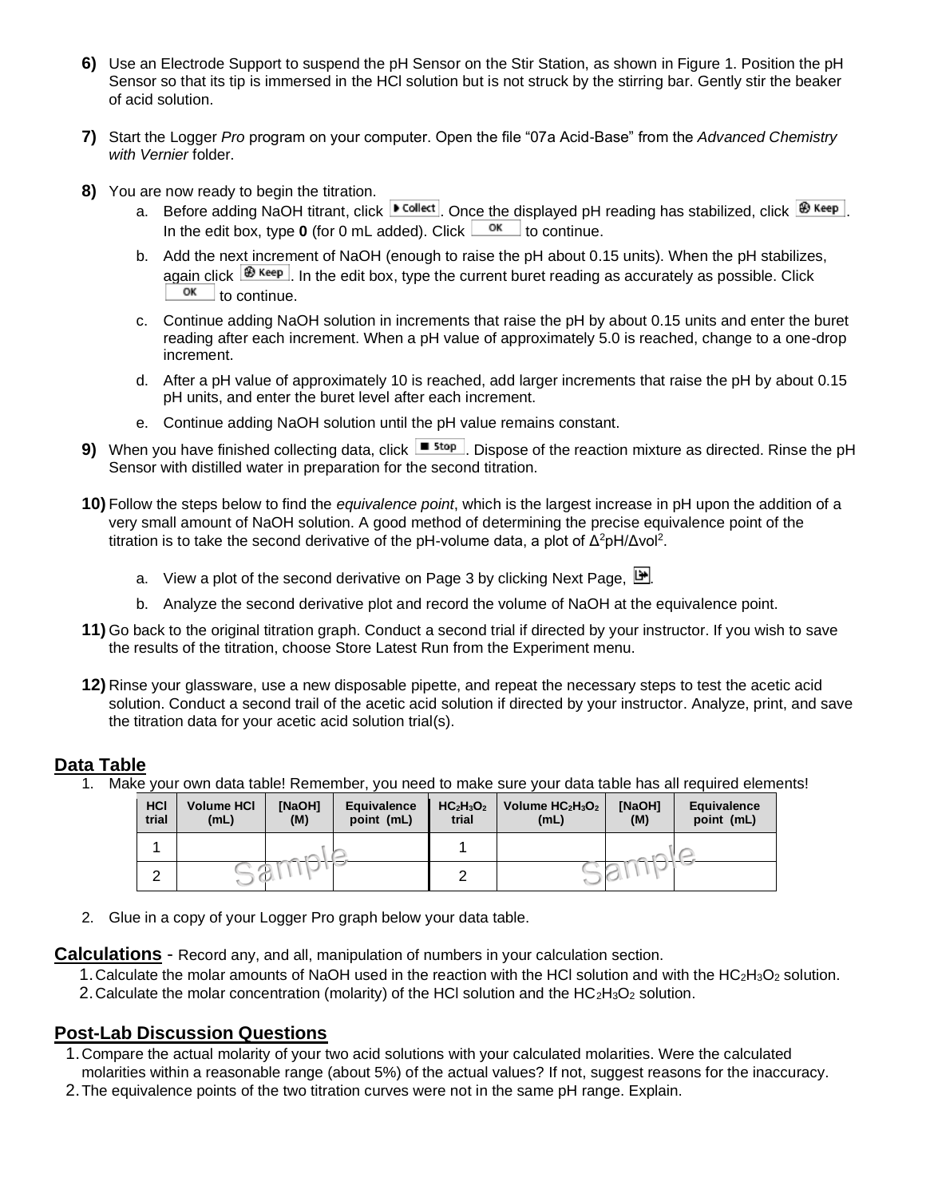**6)** Use an Electrode Support to suspend the pH Sensor on the Stir Station, as shown in Figure 1. Position the pH Sensor so that its tip is immersed in the HCl solution but is not struck by the stirring bar. Gently stir the beaker of acid solution.

**7)** Start the Logger *Pro* program on your computer. Open the file "07a Acid-Base" from the *Advanced Chemistry with Vernier* folder.

**8)** You are now ready to begin the titration.

a. Before adding NaOH titrant, click ▶ Collect. Once the displayed pH reading has stabilized, click Keep. In the edit box, type **0** (for 0 mL added). Click OK to continue.

b. Add the next increment of NaOH (enough to raise the pH about 0.15 units). When the pH stabilizes, again click Keep. In the edit box, type the current buret reading as accurately as possible. Click OK to continue.

c. Continue adding NaOH solution in increments that raise the pH by about 0.15 units and enter the buret reading after each increment. When a pH value of approximately 5.0 is reached, change to a one-drop increment.

d. After a pH value of approximately 10 is reached, add larger increments that raise the pH by about 0.15 pH units, and enter the buret level after each increment.

e. Continue adding NaOH solution until the pH value remains constant.

**9)** When you have finished collecting data, click ■ Stop. Dispose of the reaction mixture as directed. Rinse the pH Sensor with distilled water in preparation for the second titration.

**10)** Follow the steps below to find the *equivalence point*, which is the largest increase in pH upon the addition of a very small amount of NaOH solution. A good method of determining the precise equivalence point of the titration is to take the second derivative of the pH-volume data, a plot of $\Delta^2$pH/$\Delta$vol$^2$.

a. View a plot of the second derivative on Page 3 by clicking Next Page.

b. Analyze the second derivative plot and record the volume of NaOH at the equivalence point.

**11)** Go back to the original titration graph. Conduct a second trial if directed by your instructor. If you wish to save the results of the titration, choose Store Latest Run from the Experiment menu.

**12)** Rinse your glassware, use a new disposable pipette, and repeat the necessary steps to test the acetic acid solution. Conduct a second trail of the acetic acid solution if directed by your instructor. Analyze, print, and save the titration data for your acetic acid solution trial(s).

## Data Table

1. Make your own data table! Remember, you need to make sure your data table has all required elements!

| HCl trial | Volume HCl (mL) | [NaOH] (M) | Equivalence point (mL) | $HC_2H_3O_2$ trial | Volume $HC_2H_3O_2$ (mL) | [NaOH] (M) | Equivalence point (mL) |
|---|---|---|---|---|---|---|---|
| 1 | | Sample | | 1 | | Sample | |
| 2 | | | | 2 | | | |

2. Glue in a copy of your Logger Pro graph below your data table.

## Calculations - Record any, and all, manipulation of numbers in your calculation section.

1. Calculate the molar amounts of NaOH used in the reaction with the HCl solution and with the $HC_2H_3O_2$ solution.
2. Calculate the molar concentration (molarity) of the HCl solution and the $HC_2H_3O_2$ solution.

## Post-Lab Discussion Questions

1. Compare the actual molarity of your two acid solutions with your calculated molarities. Were the calculated molarities within a reasonable range (about 5%) of the actual values? If not, suggest reasons for the inaccuracy.
2. The equivalence points of the two titration curves were not in the same pH range. Explain.